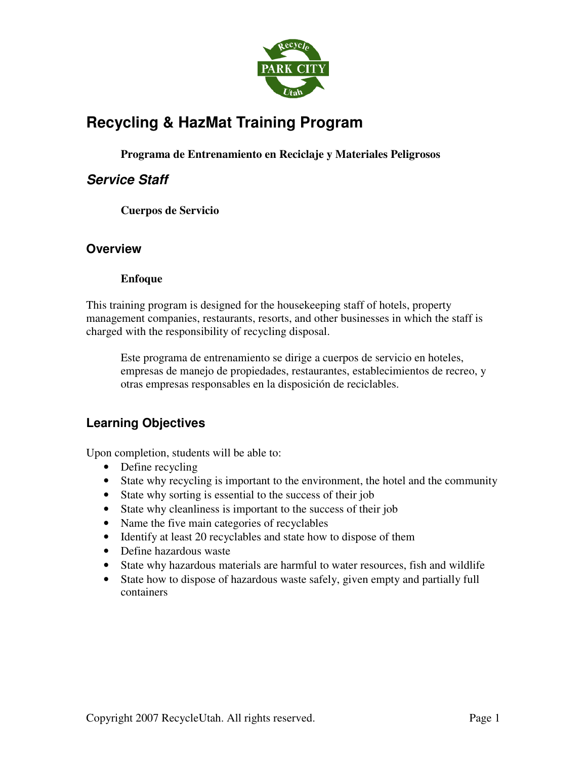# Recycling & HazMat Training Program

**Programa de Entrenamiento en Reciclaje y Materiales Peligrosos**

## *Service Staff*

**Cuerpos de Servicio**

## Overview

**Enfoque**

This training program is designed for the housekeeping staff of hotels, property management companies, restaurants, resorts, and other businesses in which the staff is charged with the responsibility of recycling disposal.

> Este programa de entrenamiento se dirige a cuerpos de servicio en hoteles, empresas de manejo de propiedades, restaurantes, establecimientos de recreo, y otras empresas responsables en la disposición de reciclables.

## Learning Objectives

Upon completion, students will be able to:

- Define recycling
- State why recycling is important to the environment, the hotel and the community
- State why sorting is essential to the success of their job
- State why cleanliness is important to the success of their job
- Name the five main categories of recyclables
- Identify at least 20 recyclables and state how to dispose of them
- Define hazardous waste
- State why hazardous materials are harmful to water resources, fish and wildlife
- State how to dispose of hazardous waste safely, given empty and partially full containers

Copyright 2007 RecycleUtah. All rights reserved.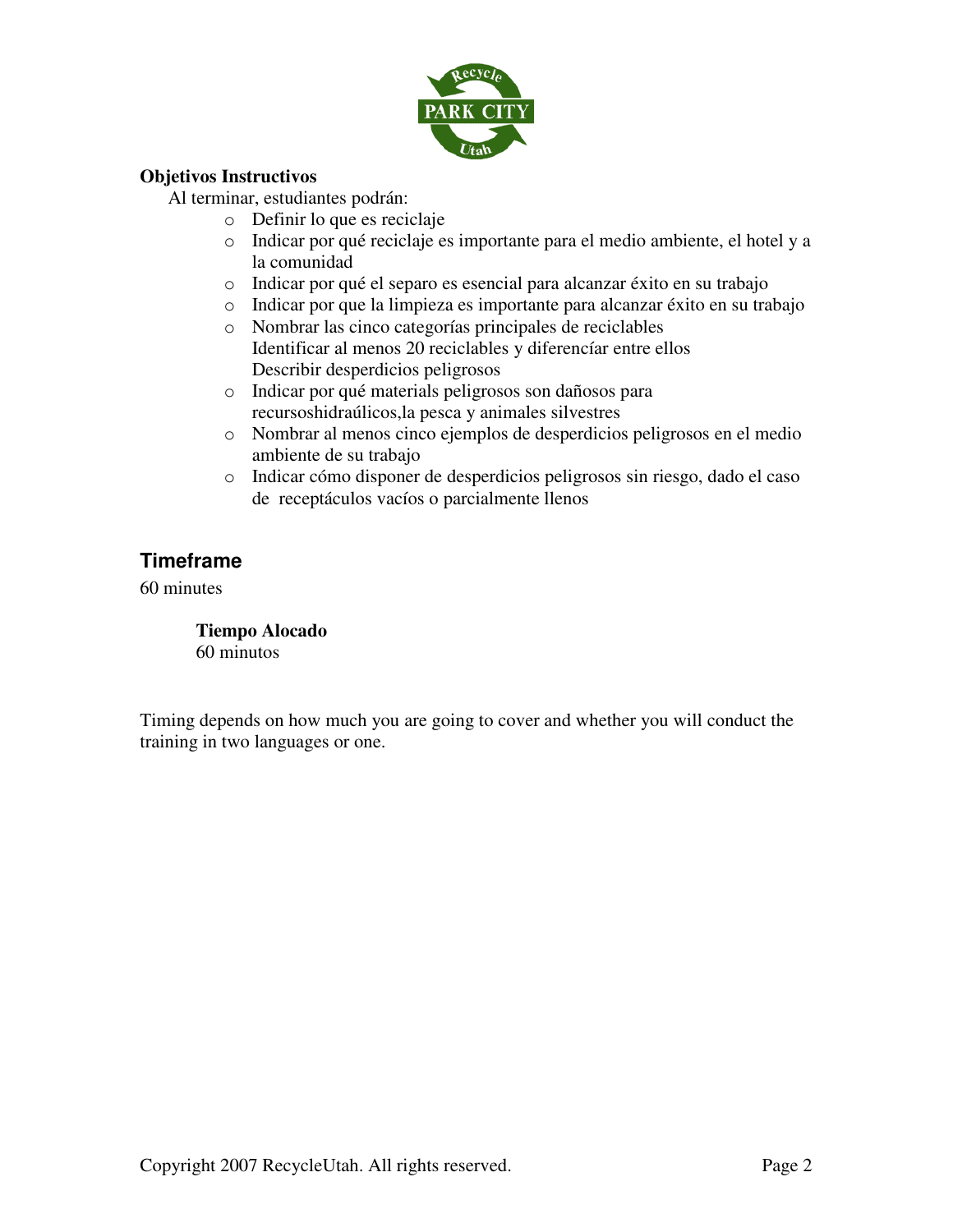**Objetivos Instructivos**

Al terminar, estudiantes podrán:

- Definir lo que es reciclaje
- Indicar por qué reciclaje es importante para el medio ambiente, el hotel y a la comunidad
- Indicar por qué el separo es esencial para alcanzar éxito en su trabajo
- Indicar por que la limpieza es importante para alcanzar éxito en su trabajo
- Nombrar las cinco categorías principales de reciclables
  Identificar al menos 20 reciclables y diferencíar entre ellos
  Describir desperdicios peligrosos
- Indicar por qué materials peligrosos son dañosos para recursoshidraúlicos,la pesca y animales silvestres
- Nombrar al menos cinco ejemplos de desperdicios peligrosos en el medio ambiente de su trabajo
- Indicar cómo disponer de desperdicios peligrosos sin riesgo, dado el caso de receptáculos vacíos o parcialmente llenos

## Timeframe

60 minutes

**Tiempo Alocado**
60 minutos

Timing depends on how much you are going to cover and whether you will conduct the training in two languages or one.

Copyright 2007 RecycleUtah. All rights reserved.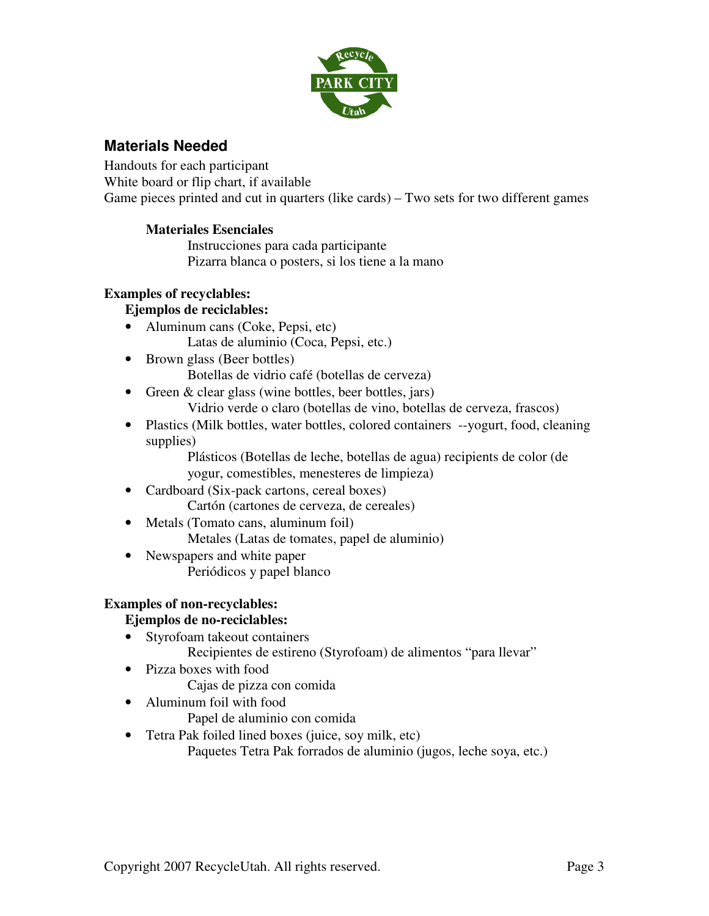## Materials Needed

Handouts for each participant
White board or flip chart, if available
Game pieces printed and cut in quarters (like cards) – Two sets for two different games

**Materiales Esenciales**

Instrucciones para cada participante
Pizarra blanca o posters, si los tiene a la mano

**Examples of recyclables:**

**Ejemplos de reciclables:**

- Aluminum cans (Coke, Pepsi, etc)
  Latas de aluminio (Coca, Pepsi, etc.)
- Brown glass (Beer bottles)
  Botellas de vidrio café (botellas de cerveza)
- Green & clear glass (wine bottles, beer bottles, jars)
  Vidrio verde o claro (botellas de vino, botellas de cerveza, frascos)
- Plastics (Milk bottles, water bottles, colored containers --yogurt, food, cleaning supplies)
  Plásticos (Botellas de leche, botellas de agua) recipients de color (de yogur, comestibles, menesteres de limpieza)
- Cardboard (Six-pack cartons, cereal boxes)
  Cartón (cartones de cerveza, de cereales)
- Metals (Tomato cans, aluminum foil)
  Metales (Latas de tomates, papel de aluminio)
- Newspapers and white paper
  Periódicos y papel blanco

**Examples of non-recyclables:**

**Ejemplos de no-reciclables:**

- Styrofoam takeout containers
  Recipientes de estireno (Styrofoam) de alimentos "para llevar"
- Pizza boxes with food
  Cajas de pizza con comida
- Aluminum foil with food
  Papel de aluminio con comida
- Tetra Pak foiled lined boxes (juice, soy milk, etc)
  Paquetes Tetra Pak forrados de aluminio (jugos, leche soya, etc.)

Copyright 2007 RecycleUtah. All rights reserved.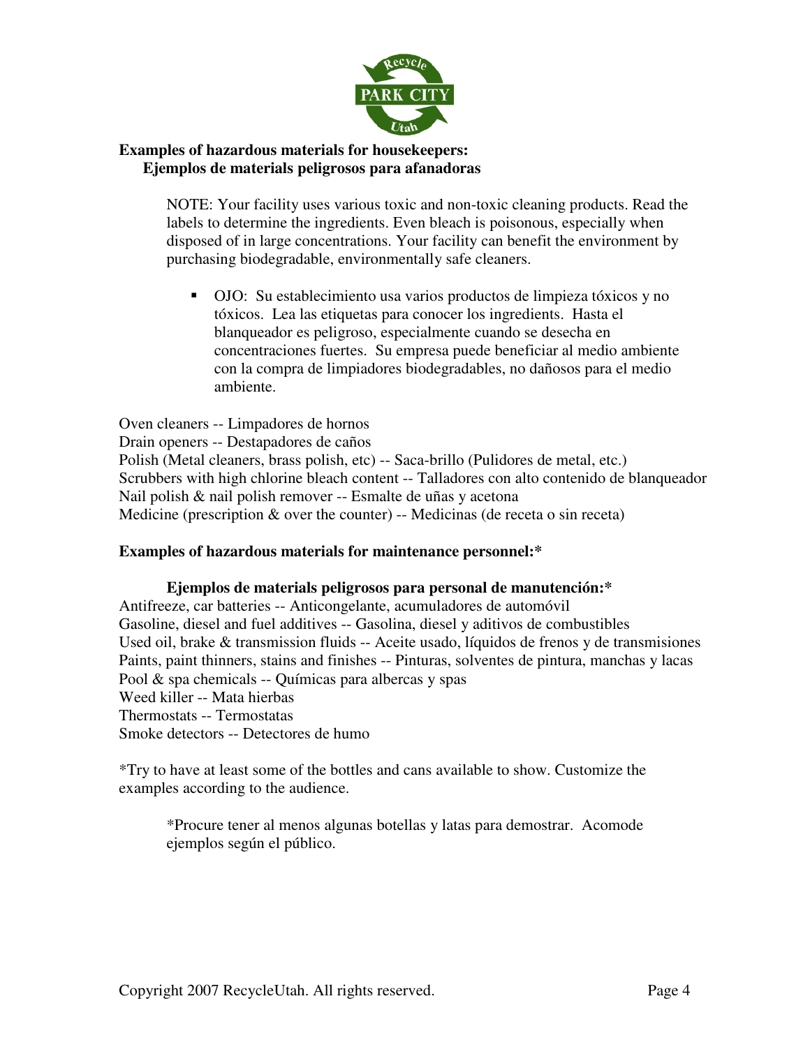**Examples of hazardous materials for housekeepers:**
**Ejemplos de materials peligrosos para afanadoras**

> NOTE: Your facility uses various toxic and non-toxic cleaning products. Read the labels to determine the ingredients. Even bleach is poisonous, especially when disposed of in large concentrations. Your facility can benefit the environment by purchasing biodegradable, environmentally safe cleaners.
>
> - OJO: Su establecimiento usa varios productos de limpieza tóxicos y no tóxicos. Lea las etiquetas para conocer los ingredients. Hasta el blanqueador es peligroso, especialmente cuando se desecha en concentraciones fuertes. Su empresa puede beneficiar al medio ambiente con la compra de limpiadores biodegradables, no dañosos para el medio ambiente.

Oven cleaners -- Limpadores de hornos
Drain openers -- Destapadores de caños
Polish (Metal cleaners, brass polish, etc) -- Saca-brillo (Pulidores de metal, etc.)
Scrubbers with high chlorine bleach content -- Talladores con alto contenido de blanqueador
Nail polish & nail polish remover -- Esmalte de uñas y acetona
Medicine (prescription & over the counter) -- Medicinas (de receta o sin receta)

**Examples of hazardous materials for maintenance personnel:***

**Ejemplos de materials peligrosos para personal de manutención:***

Antifreeze, car batteries -- Anticongelante, acumuladores de automóvil
Gasoline, diesel and fuel additives -- Gasolina, diesel y aditivos de combustibles
Used oil, brake & transmission fluids -- Aceite usado, líquidos de frenos y de transmisiones
Paints, paint thinners, stains and finishes -- Pinturas, solventes de pintura, manchas y lacas
Pool & spa chemicals -- Químicas para albercas y spas
Weed killer -- Mata hierbas
Thermostats -- Termostatas
Smoke detectors -- Detectores de humo

*Try to have at least some of the bottles and cans available to show. Customize the examples according to the audience.

> *Procure tener al menos algunas botellas y latas para demostrar. Acomode ejemplos según el público.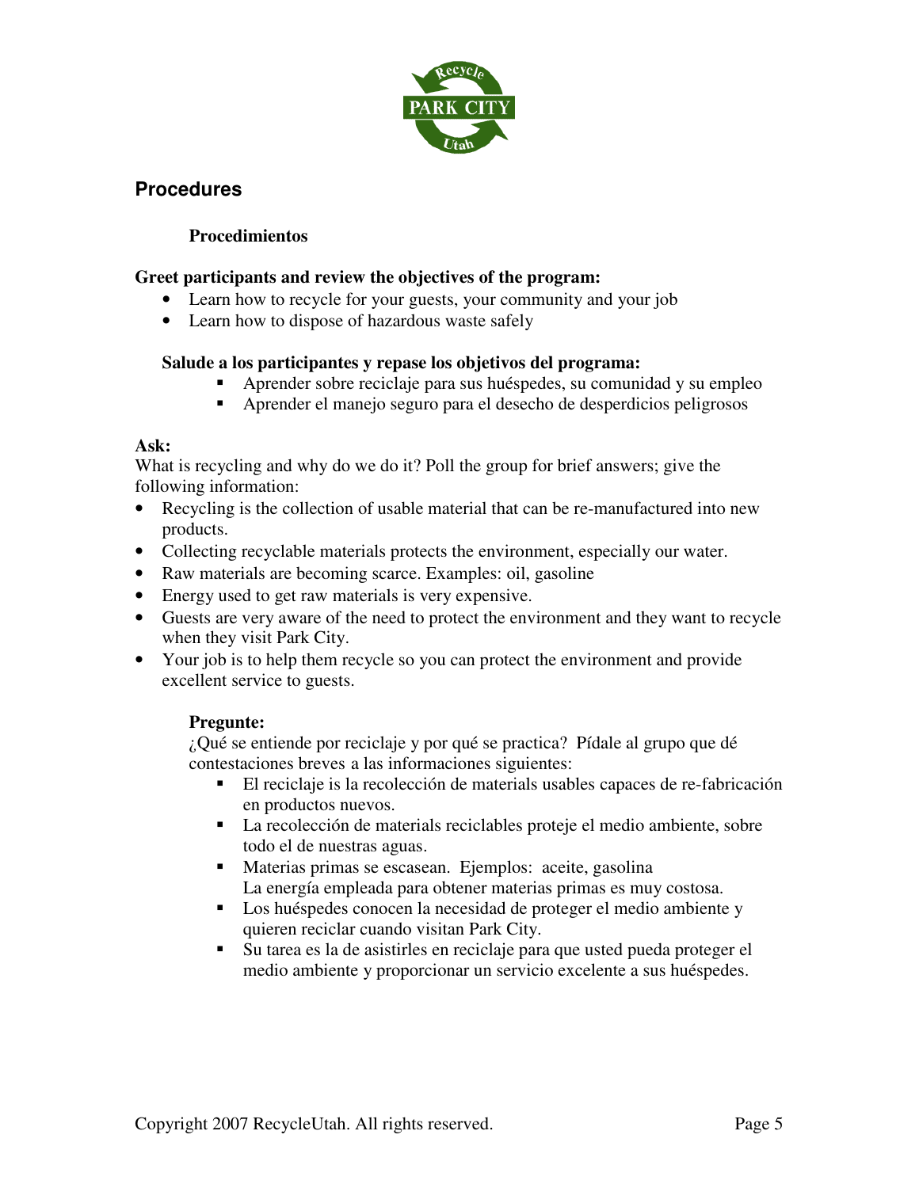## Procedures

**Procedimientos**

**Greet participants and review the objectives of the program:**

- Learn how to recycle for your guests, your community and your job
- Learn how to dispose of hazardous waste safely

**Salude a los participantes y repase los objetivos del programa:**

- Aprender sobre reciclaje para sus huéspedes, su comunidad y su empleo
- Aprender el manejo seguro para el desecho de desperdicios peligrosos

**Ask:**

What is recycling and why do we do it? Poll the group for brief answers; give the following information:

- Recycling is the collection of usable material that can be re-manufactured into new products.
- Collecting recyclable materials protects the environment, especially our water.
- Raw materials are becoming scarce. Examples: oil, gasoline
- Energy used to get raw materials is very expensive.
- Guests are very aware of the need to protect the environment and they want to recycle when they visit Park City.
- Your job is to help them recycle so you can protect the environment and provide excellent service to guests.

**Pregunte:**

¿Qué se entiende por reciclaje y por qué se practica? Pídale al grupo que dé contestaciones breves a las informaciones siguientes:

- El reciclaje is la recolección de materials usables capaces de re-fabricación en productos nuevos.
- La recolección de materials reciclables proteje el medio ambiente, sobre todo el de nuestras aguas.
- Materias primas se escasean. Ejemplos: aceite, gasolina
  La energía empleada para obtener materias primas es muy costosa.
- Los huéspedes conocen la necesidad de proteger el medio ambiente y quieren reciclar cuando visitan Park City.
- Su tarea es la de asistirles en reciclaje para que usted pueda proteger el medio ambiente y proporcionar un servicio excelente a sus huéspedes.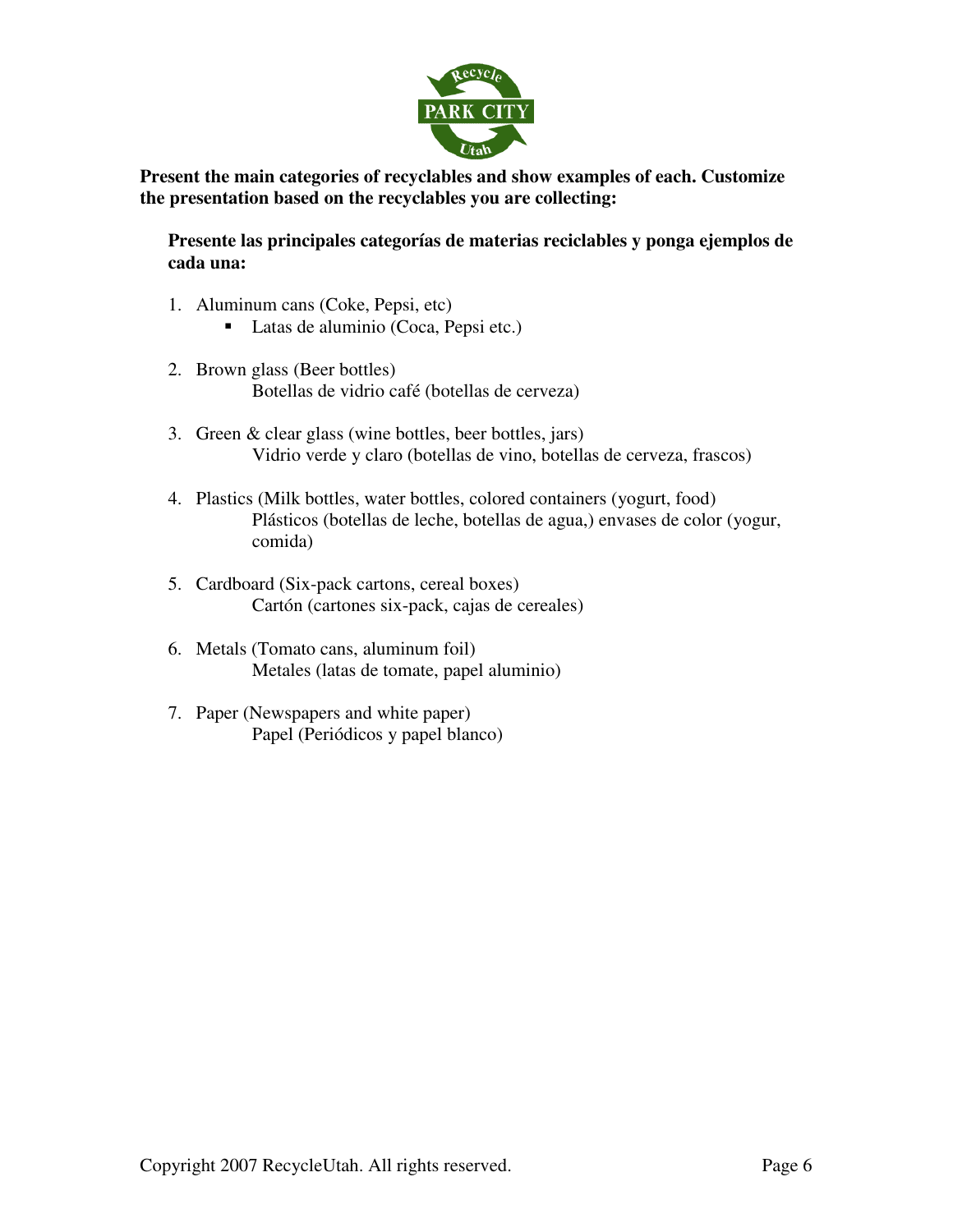**Present the main categories of recyclables and show examples of each. Customize the presentation based on the recyclables you are collecting:**

**Presente las principales categorías de materias reciclables y ponga ejemplos de cada una:**

1. Aluminum cans (Coke, Pepsi, etc)
   - Latas de aluminio (Coca, Pepsi etc.)

2. Brown glass (Beer bottles)
   Botellas de vidrio café (botellas de cerveza)

3. Green & clear glass (wine bottles, beer bottles, jars)
   Vidrio verde y claro (botellas de vino, botellas de cerveza, frascos)

4. Plastics (Milk bottles, water bottles, colored containers (yogurt, food)
   Plásticos (botellas de leche, botellas de agua,) envases de color (yogur, comida)

5. Cardboard (Six-pack cartons, cereal boxes)
   Cartón (cartones six-pack, cajas de cereales)

6. Metals (Tomato cans, aluminum foil)
   Metales (latas de tomate, papel aluminio)

7. Paper (Newspapers and white paper)
   Papel (Periódicos y papel blanco)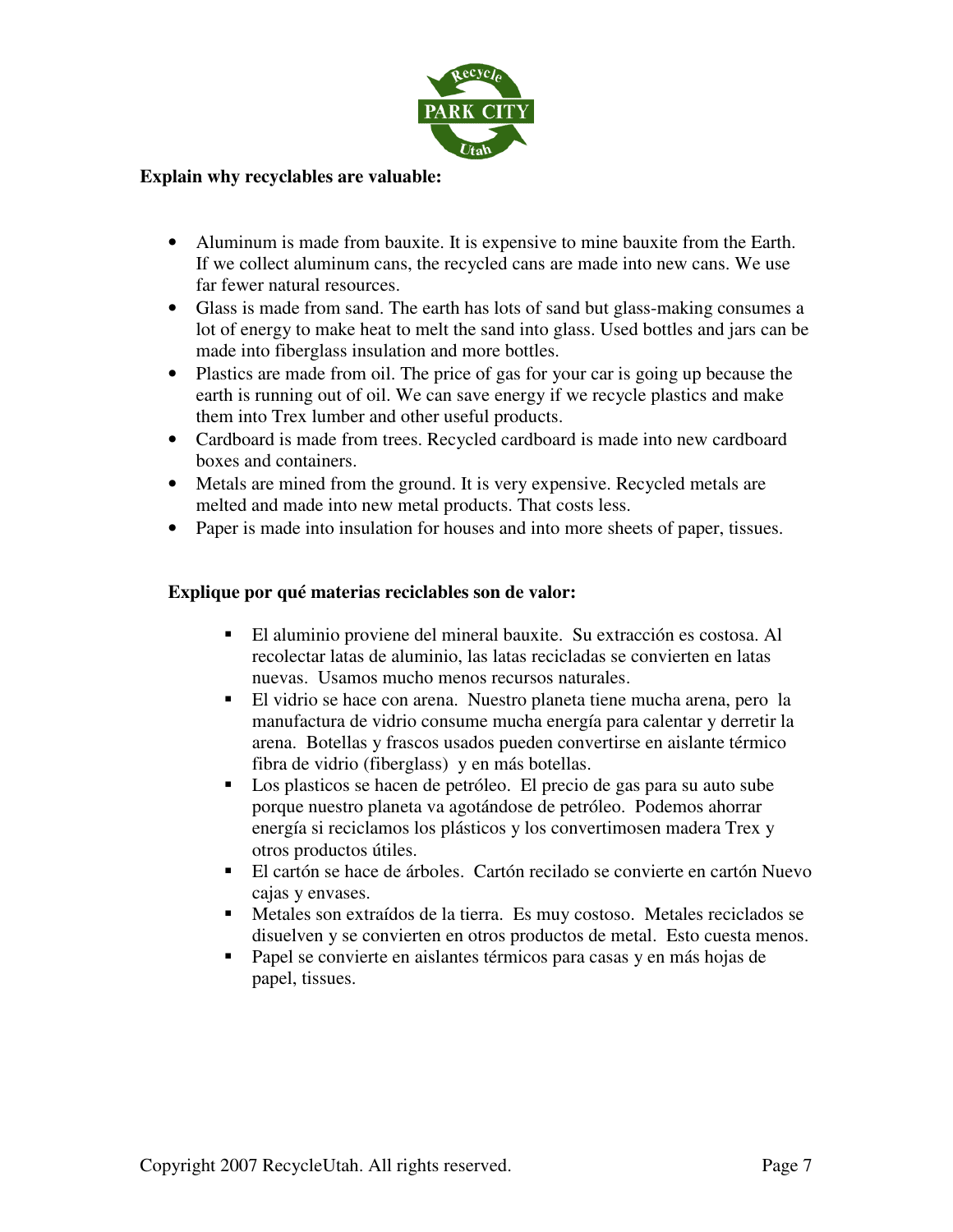**Explain why recyclables are valuable:**

- Aluminum is made from bauxite. It is expensive to mine bauxite from the Earth. If we collect aluminum cans, the recycled cans are made into new cans. We use far fewer natural resources.
- Glass is made from sand. The earth has lots of sand but glass-making consumes a lot of energy to make heat to melt the sand into glass. Used bottles and jars can be made into fiberglass insulation and more bottles.
- Plastics are made from oil. The price of gas for your car is going up because the earth is running out of oil. We can save energy if we recycle plastics and make them into Trex lumber and other useful products.
- Cardboard is made from trees. Recycled cardboard is made into new cardboard boxes and containers.
- Metals are mined from the ground. It is very expensive. Recycled metals are melted and made into new metal products. That costs less.
- Paper is made into insulation for houses and into more sheets of paper, tissues.

**Explique por qué materias reciclables son de valor:**

- El aluminio proviene del mineral bauxite. Su extracción es costosa. Al recolectar latas de aluminio, las latas recicladas se convierten en latas nuevas. Usamos mucho menos recursos naturales.
- El vidrio se hace con arena. Nuestro planeta tiene mucha arena, pero la manufactura de vidrio consume mucha energía para calentar y derretir la arena. Botellas y frascos usados pueden convertirse en aislante térmico fibra de vidrio (fiberglass) y en más botellas.
- Los plasticos se hacen de petróleo. El precio de gas para su auto sube porque nuestro planeta va agotándose de petróleo. Podemos ahorrar energía si reciclamos los plásticos y los convertimosen madera Trex y otros productos útiles.
- El cartón se hace de árboles. Cartón recilado se convierte en cartón Nuevo cajas y envases.
- Metales son extraídos de la tierra. Es muy costoso. Metales reciclados se disuelven y se convierten en otros productos de metal. Esto cuesta menos.
- Papel se convierte en aislantes térmicos para casas y en más hojas de papel, tissues.

Copyright 2007 RecycleUtah. All rights reserved.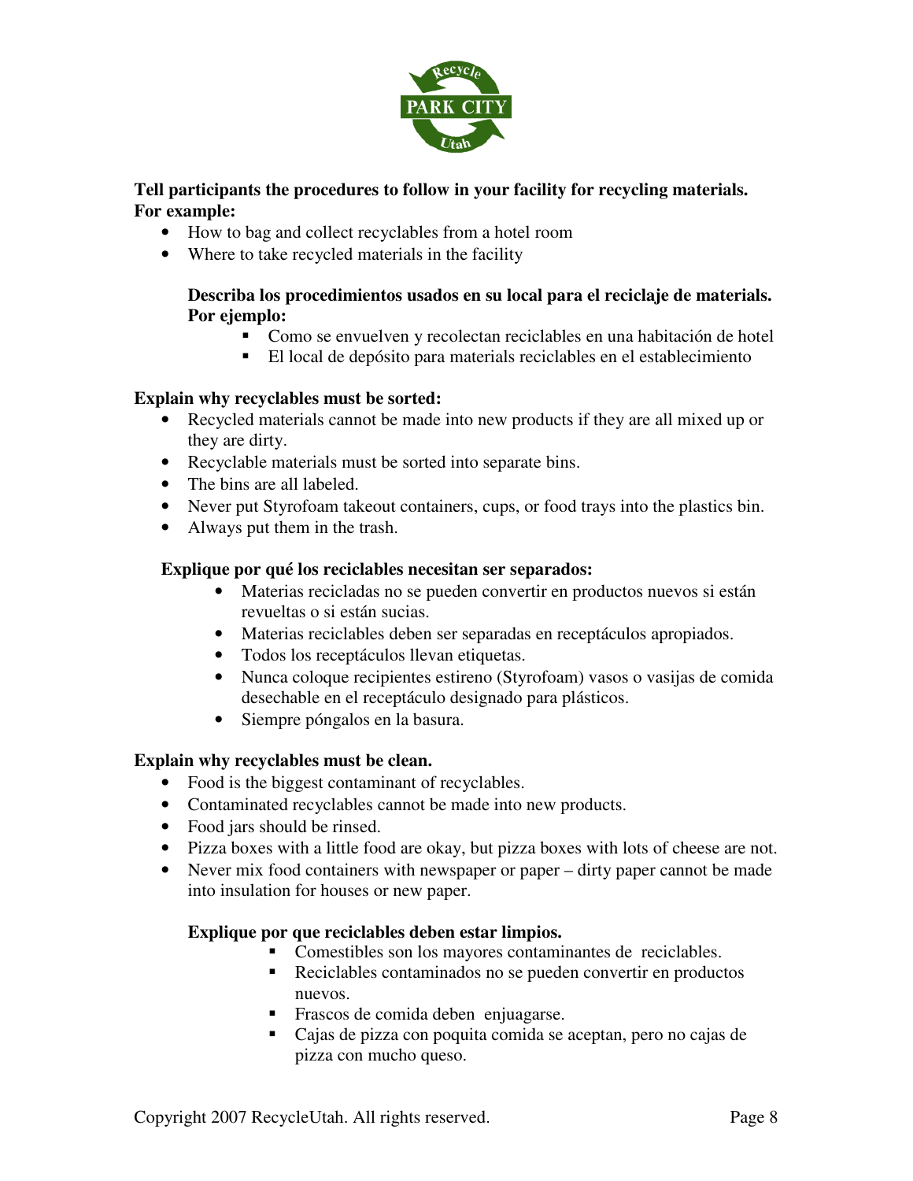**Tell participants the procedures to follow in your facility for recycling materials. For example:**

- How to bag and collect recyclables from a hotel room
- Where to take recycled materials in the facility

**Describa los procedimientos usados en su local para el reciclaje de materials. Por ejemplo:**

- Como se envuelven y recolectan reciclables en una habitación de hotel
- El local de depósito para materials reciclables en el establecimiento

**Explain why recyclables must be sorted:**

- Recycled materials cannot be made into new products if they are all mixed up or they are dirty.
- Recyclable materials must be sorted into separate bins.
- The bins are all labeled.
- Never put Styrofoam takeout containers, cups, or food trays into the plastics bin.
- Always put them in the trash.

**Explique por qué los reciclables necesitan ser separados:**

- Materias recicladas no se pueden convertir en productos nuevos si están revueltas o si están sucias.
- Materias reciclables deben ser separadas en receptáculos apropiados.
- Todos los receptáculos llevan etiquetas.
- Nunca coloque recipientes estireno (Styrofoam) vasos o vasijas de comida desechable en el receptáculo designado para plásticos.
- Siempre póngalos en la basura.

**Explain why recyclables must be clean.**

- Food is the biggest contaminant of recyclables.
- Contaminated recyclables cannot be made into new products.
- Food jars should be rinsed.
- Pizza boxes with a little food are okay, but pizza boxes with lots of cheese are not.
- Never mix food containers with newspaper or paper – dirty paper cannot be made into insulation for houses or new paper.

**Explique por que reciclables deben estar limpios.**

- Comestibles son los mayores contaminantes de reciclables.
- Reciclables contaminados no se pueden convertir en productos nuevos.
- Frascos de comida deben enjuagarse.
- Cajas de pizza con poquita comida se aceptan, pero no cajas de pizza con mucho queso.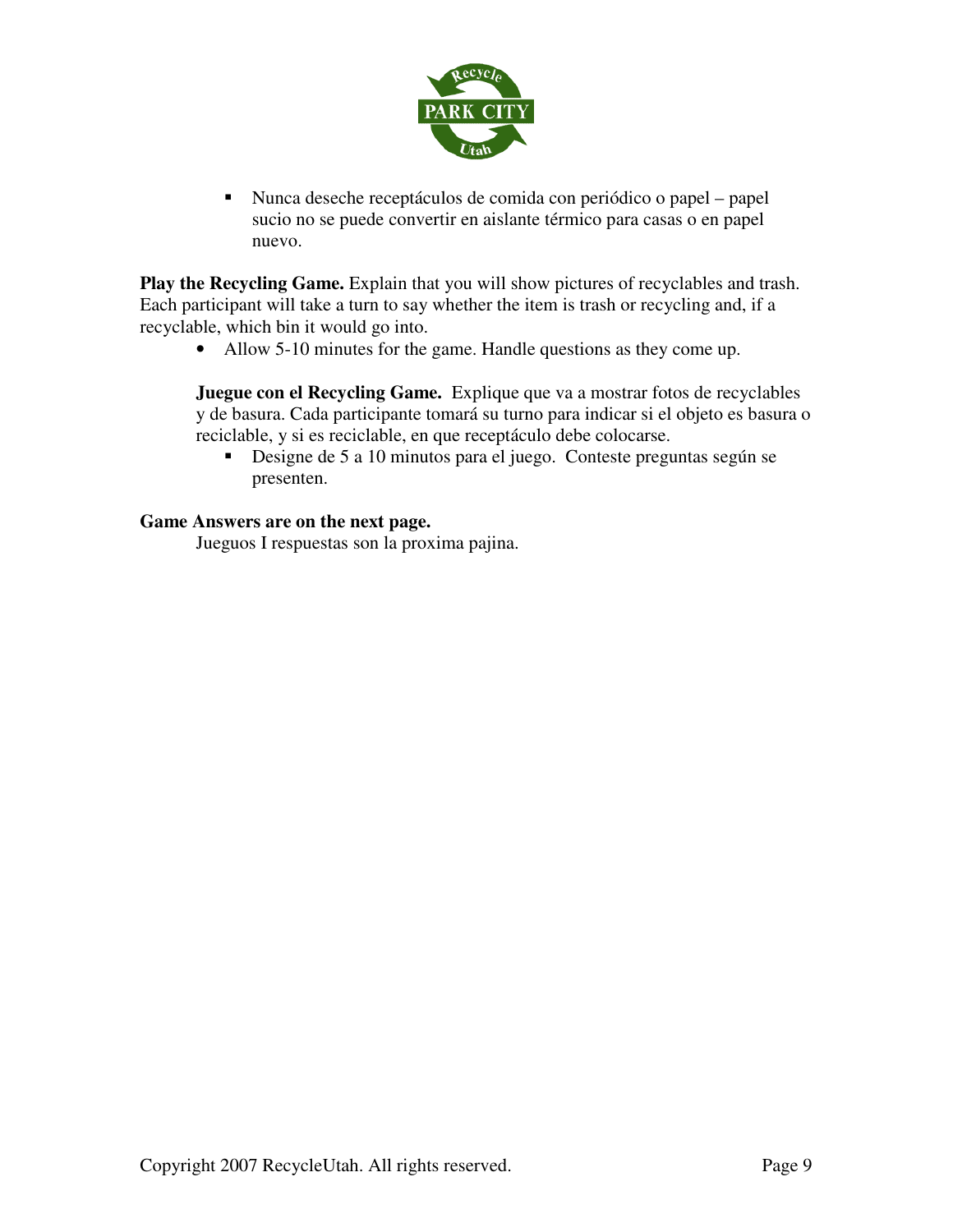- Nunca deseche receptáculos de comida con periódico o papel – papel sucio no se puede convertir en aislante térmico para casas o en papel nuevo.

**Play the Recycling Game.** Explain that you will show pictures of recyclables and trash. Each participant will take a turn to say whether the item is trash or recycling and, if a recyclable, which bin it would go into.

- Allow 5-10 minutes for the game. Handle questions as they come up.

**Juegue con el Recycling Game.** Explique que va a mostrar fotos de recyclables y de basura. Cada participante tomará su turno para indicar si el objeto es basura o reciclable, y si es reciclable, en que receptáculo debe colocarse.

- Designe de 5 a 10 minutos para el juego. Conteste preguntas según se presenten.

**Game Answers are on the next page.**

Jueguos I respuestas son la proxima pajina.

Copyright 2007 RecycleUtah. All rights reserved.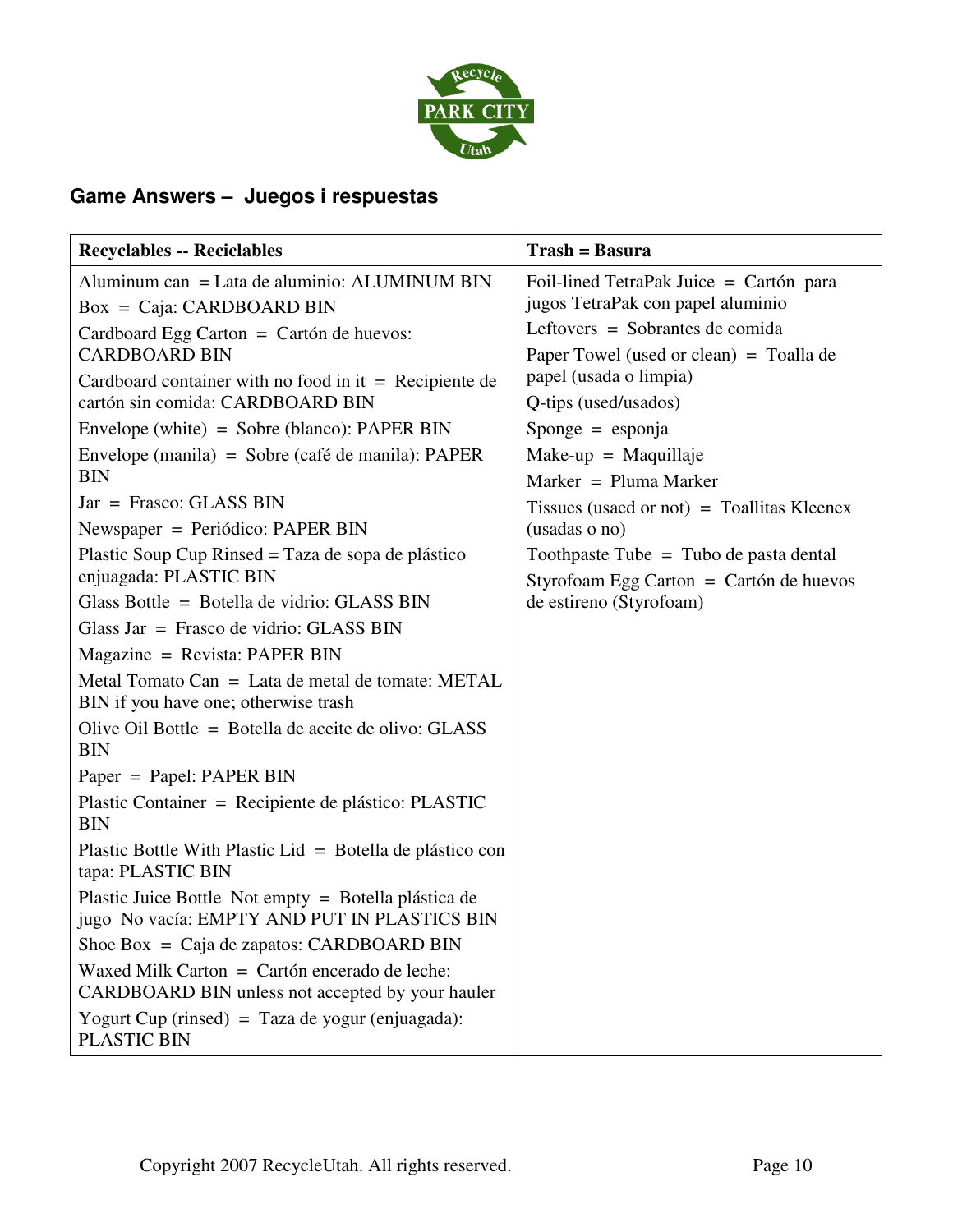## Game Answers – Juegos i respuestas

| Recyclables -- Reciclables | Trash = Basura |
|---|---|
| Aluminum can = Lata de aluminio: ALUMINUM BIN<br>Box = Caja: CARDBOARD BIN<br>Cardboard Egg Carton = Cartón de huevos: CARDBOARD BIN<br>Cardboard container with no food in it = Recipiente de cartón sin comida: CARDBOARD BIN<br>Envelope (white) = Sobre (blanco): PAPER BIN<br>Envelope (manila) = Sobre (café de manila): PAPER BIN<br>Jar = Frasco: GLASS BIN<br>Newspaper = Periódico: PAPER BIN<br>Plastic Soup Cup Rinsed = Taza de sopa de plástico enjuagada: PLASTIC BIN<br>Glass Bottle = Botella de vidrio: GLASS BIN<br>Glass Jar = Frasco de vidrio: GLASS BIN<br>Magazine = Revista: PAPER BIN<br>Metal Tomato Can = Lata de metal de tomate: METAL BIN if you have one; otherwise trash<br>Olive Oil Bottle = Botella de aceite de olivo: GLASS BIN<br>Paper = Papel: PAPER BIN<br>Plastic Container = Recipiente de plástico: PLASTIC BIN<br>Plastic Bottle With Plastic Lid = Botella de plástico con tapa: PLASTIC BIN<br>Plastic Juice Bottle Not empty = Botella plástica de jugo No vacía: EMPTY AND PUT IN PLASTICS BIN<br>Shoe Box = Caja de zapatos: CARDBOARD BIN<br>Waxed Milk Carton = Cartón encerado de leche: CARDBOARD BIN unless not accepted by your hauler<br>Yogurt Cup (rinsed) = Taza de yogur (enjuagada): PLASTIC BIN | Foil-lined TetraPak Juice = Cartón para jugos TetraPak con papel aluminio<br>Leftovers = Sobrantes de comida<br>Paper Towel (used or clean) = Toalla de papel (usada o limpia)<br>Q-tips (used/usados)<br>Sponge = esponja<br>Make-up = Maquillaje<br>Marker = Pluma Marker<br>Tissues (usaed or not) = Toallitas Kleenex (usadas o no)<br>Toothpaste Tube = Tubo de pasta dental<br>Styrofoam Egg Carton = Cartón de huevos de estireno (Styrofoam) |

Copyright 2007 RecycleUtah. All rights reserved.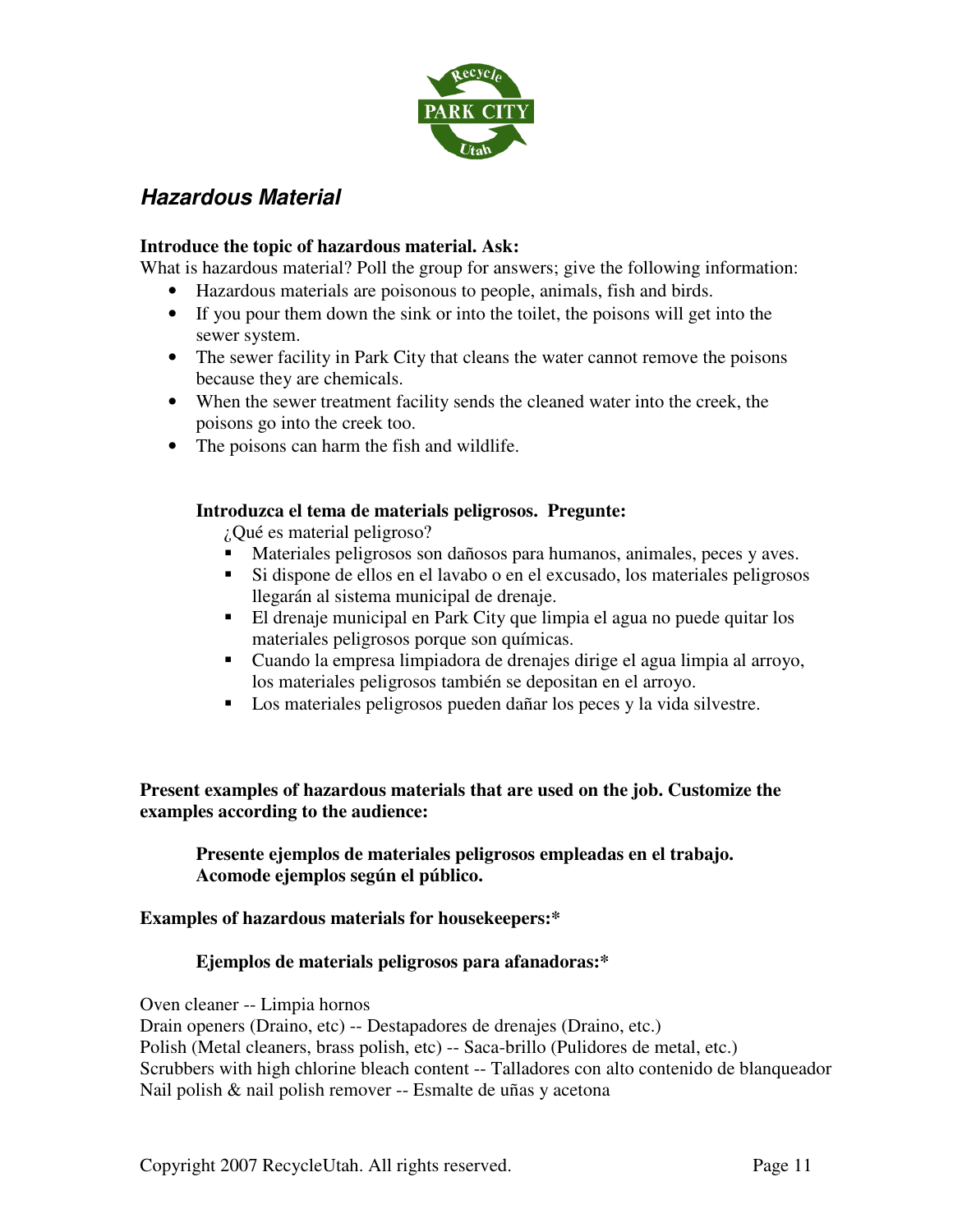## *Hazardous Material*

**Introduce the topic of hazardous material. Ask:**

What is hazardous material? Poll the group for answers; give the following information:

- Hazardous materials are poisonous to people, animals, fish and birds.
- If you pour them down the sink or into the toilet, the poisons will get into the sewer system.
- The sewer facility in Park City that cleans the water cannot remove the poisons because they are chemicals.
- When the sewer treatment facility sends the cleaned water into the creek, the poisons go into the creek too.
- The poisons can harm the fish and wildlife.

**Introduzca el tema de materials peligrosos. Pregunte:**

¿Qué es material peligroso?

- Materiales peligrosos son dañosos para humanos, animales, peces y aves.
- Si dispone de ellos en el lavabo o en el excusado, los materiales peligrosos llegarán al sistema municipal de drenaje.
- El drenaje municipal en Park City que limpia el agua no puede quitar los materiales peligrosos porque son químicas.
- Cuando la empresa limpiadora de drenajes dirige el agua limpia al arroyo, los materiales peligrosos también se depositan en el arroyo.
- Los materiales peligrosos pueden dañar los peces y la vida silvestre.

**Present examples of hazardous materials that are used on the job. Customize the examples according to the audience:**

**Presente ejemplos de materiales peligrosos empleadas en el trabajo. Acomode ejemplos según el público.**

**Examples of hazardous materials for housekeepers:***

**Ejemplos de materials peligrosos para afanadoras:***

Oven cleaner -- Limpia hornos
Drain openers (Draino, etc) -- Destapadores de drenajes (Draino, etc.)
Polish (Metal cleaners, brass polish, etc) -- Saca-brillo (Pulidores de metal, etc.)
Scrubbers with high chlorine bleach content -- Talladores con alto contenido de blanqueador
Nail polish & nail polish remover -- Esmalte de uñas y acetona

Copyright 2007 RecycleUtah. All rights reserved.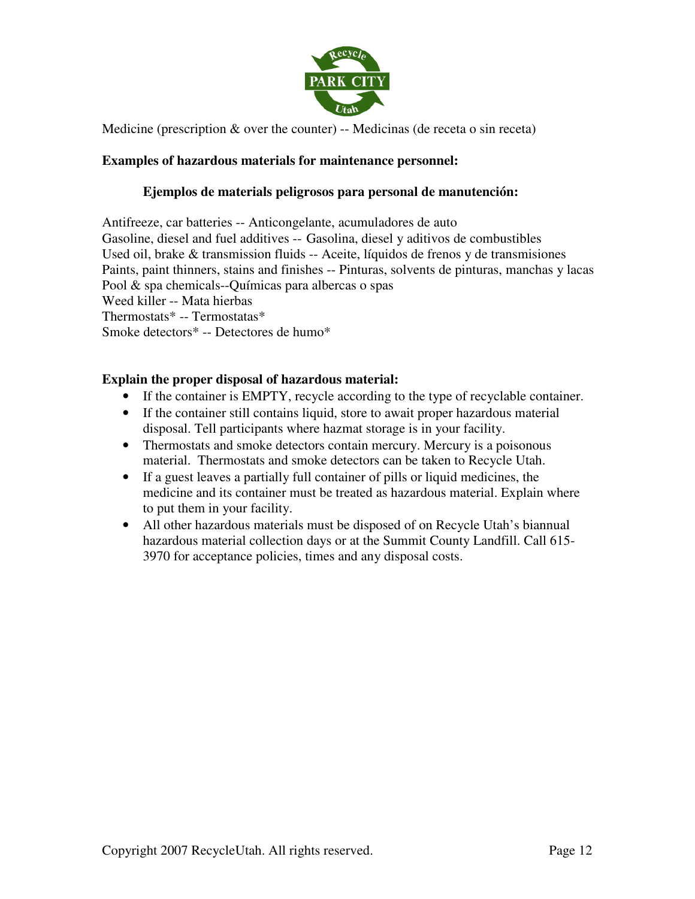Medicine (prescription & over the counter) -- Medicinas (de receta o sin receta)

**Examples of hazardous materials for maintenance personnel:**

**Ejemplos de materials peligrosos para personal de manutención:**

Antifreeze, car batteries -- Anticongelante, acumuladores de auto
Gasoline, diesel and fuel additives -- Gasolina, diesel y aditivos de combustibles
Used oil, brake & transmission fluids -- Aceite, líquidos de frenos y de transmisiones
Paints, paint thinners, stains and finishes -- Pinturas, solvents de pinturas, manchas y lacas
Pool & spa chemicals--Químicas para albercas o spas
Weed killer -- Mata hierbas
Thermostats* -- Termostatas*
Smoke detectors* -- Detectores de humo*

**Explain the proper disposal of hazardous material:**

- If the container is EMPTY, recycle according to the type of recyclable container.
- If the container still contains liquid, store to await proper hazardous material disposal. Tell participants where hazmat storage is in your facility.
- Thermostats and smoke detectors contain mercury. Mercury is a poisonous material. Thermostats and smoke detectors can be taken to Recycle Utah.
- If a guest leaves a partially full container of pills or liquid medicines, the medicine and its container must be treated as hazardous material. Explain where to put them in your facility.
- All other hazardous materials must be disposed of on Recycle Utah's biannual hazardous material collection days or at the Summit County Landfill. Call 615-3970 for acceptance policies, times and any disposal costs.

Copyright 2007 RecycleUtah. All rights reserved.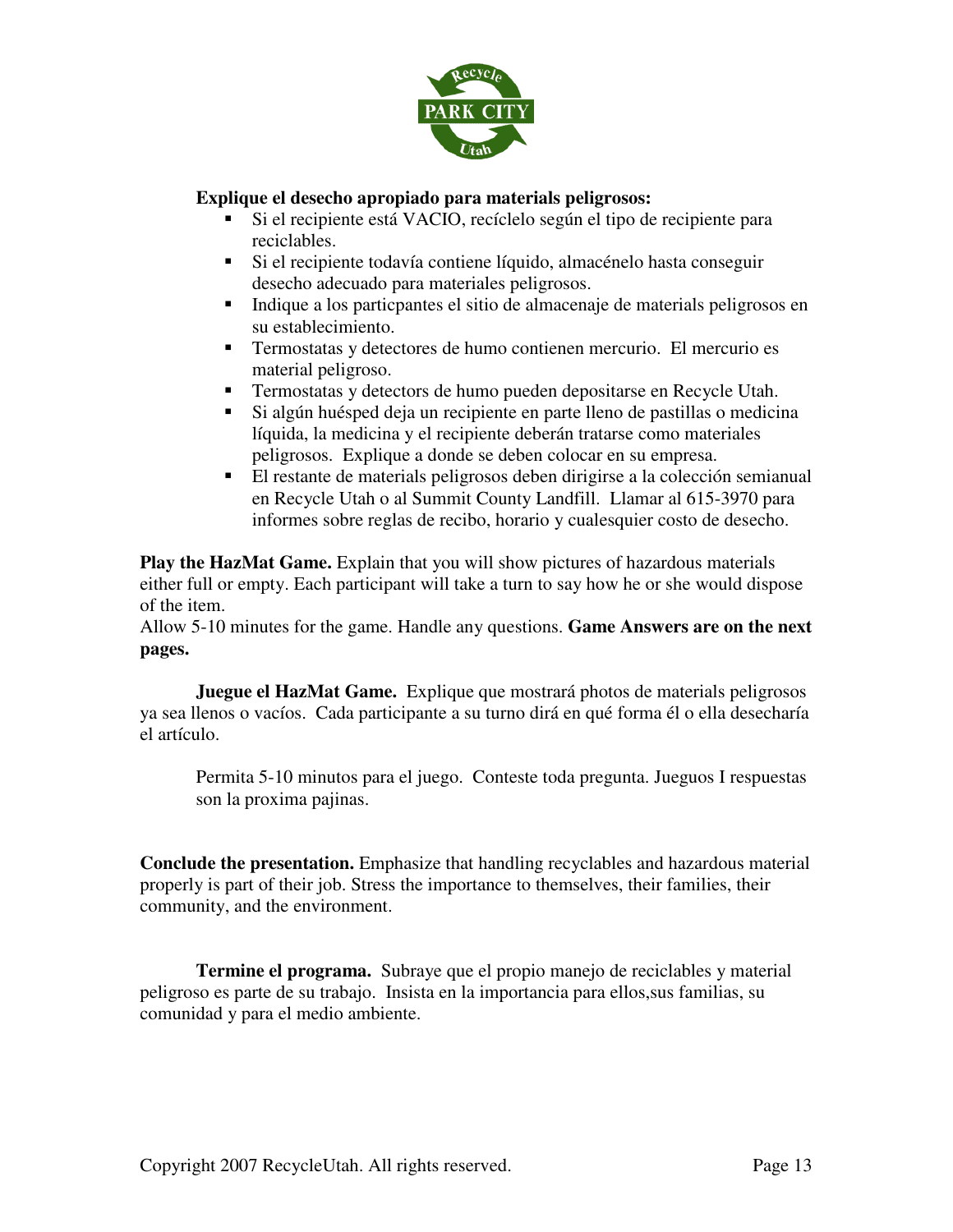**Explique el desecho apropiado para materials peligrosos:**

- Si el recipiente está VACIO, recíclelo según el tipo de recipiente para reciclables.
- Si el recipiente todavía contiene líquido, almacénelo hasta conseguir desecho adecuado para materiales peligrosos.
- Indique a los particpantes el sitio de almacenaje de materials peligrosos en su establecimiento.
- Termostatas y detectores de humo contienen mercurio. El mercurio es material peligroso.
- Termostatas y detectors de humo pueden depositarse en Recycle Utah.
- Si algún huésped deja un recipiente en parte lleno de pastillas o medicina líquida, la medicina y el recipiente deberán tratarse como materiales peligrosos. Explique a donde se deben colocar en su empresa.
- El restante de materials peligrosos deben dirigirse a la colección semianual en Recycle Utah o al Summit County Landfill. Llamar al 615-3970 para informes sobre reglas de recibo, horario y cualesquier costo de desecho.

**Play the HazMat Game.** Explain that you will show pictures of hazardous materials either full or empty. Each participant will take a turn to say how he or she would dispose of the item.
Allow 5-10 minutes for the game. Handle any questions. **Game Answers are on the next pages.**

**Juegue el HazMat Game.** Explique que mostrará photos de materials peligrosos ya sea llenos o vacíos. Cada participante a su turno dirá en qué forma él o ella desecharía el artículo.

Permita 5-10 minutos para el juego. Conteste toda pregunta. Jueguos I respuestas son la proxima pajinas.

**Conclude the presentation.** Emphasize that handling recyclables and hazardous material properly is part of their job. Stress the importance to themselves, their families, their community, and the environment.

**Termine el programa.** Subraye que el propio manejo de reciclables y material peligroso es parte de su trabajo. Insista en la importancia para ellos,sus familias, su comunidad y para el medio ambiente.

Copyright 2007 RecycleUtah. All rights reserved.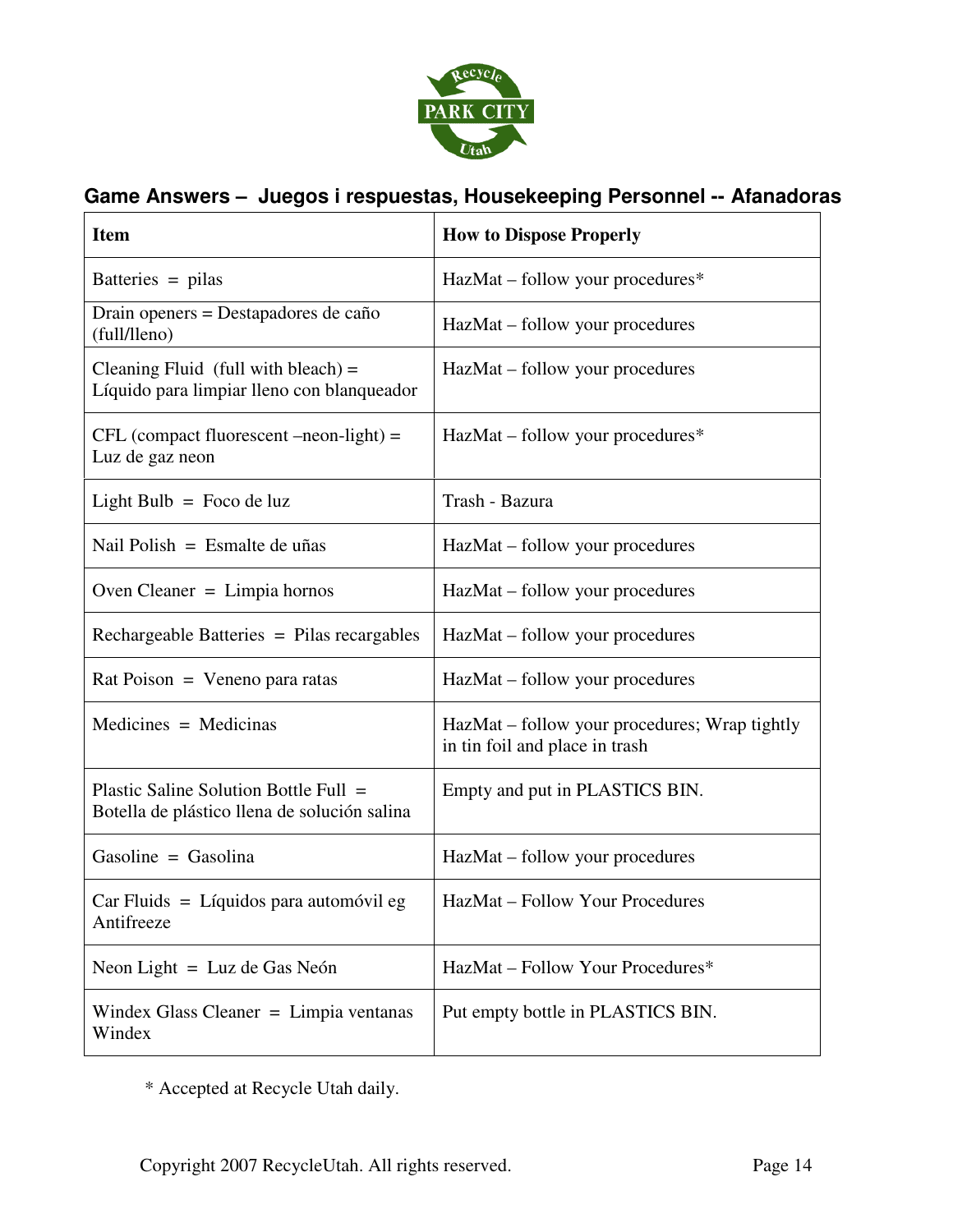## Game Answers – Juegos i respuestas, Housekeeping Personnel -- Afanadoras

| Item | How to Dispose Properly |
|---|---|
| Batteries = pilas | HazMat – follow your procedures* |
| Drain openers = Destapadores de caño (full/lleno) | HazMat – follow your procedures |
| Cleaning Fluid (full with bleach) = Líquido para limpiar lleno con blanqueador | HazMat – follow your procedures |
| CFL (compact fluorescent –neon-light) = Luz de gaz neon | HazMat – follow your procedures* |
| Light Bulb = Foco de luz | Trash - Bazura |
| Nail Polish = Esmalte de uñas | HazMat – follow your procedures |
| Oven Cleaner = Limpia hornos | HazMat – follow your procedures |
| Rechargeable Batteries = Pilas recargables | HazMat – follow your procedures |
| Rat Poison = Veneno para ratas | HazMat – follow your procedures |
| Medicines = Medicinas | HazMat – follow your procedures; Wrap tightly in tin foil and place in trash |
| Plastic Saline Solution Bottle Full = Botella de plástico llena de solución salina | Empty and put in PLASTICS BIN. |
| Gasoline = Gasolina | HazMat – follow your procedures |
| Car Fluids = Líquidos para automóvil eg Antifreeze | HazMat – Follow Your Procedures |
| Neon Light = Luz de Gas Neón | HazMat – Follow Your Procedures* |
| Windex Glass Cleaner = Limpia ventanas Windex | Put empty bottle in PLASTICS BIN. |

* Accepted at Recycle Utah daily.

Copyright 2007 RecycleUtah. All rights reserved.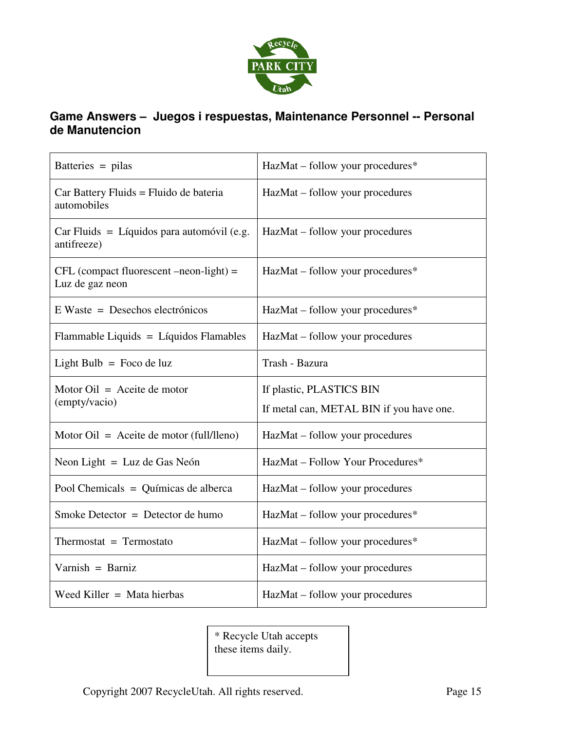## Game Answers – Juegos i respuestas, Maintenance Personnel -- Personal de Manutencion

| | |
|---|---|
| Batteries = pilas | HazMat – follow your procedures* |
| Car Battery Fluids = Fluido de bateria automobiles | HazMat – follow your procedures |
| Car Fluids = Líquidos para automóvil (e.g. antifreeze) | HazMat – follow your procedures |
| CFL (compact fluorescent –neon-light) = Luz de gaz neon | HazMat – follow your procedures* |
| E Waste = Desechos electrónicos | HazMat – follow your procedures* |
| Flammable Liquids = Líquidos Flamables | HazMat – follow your procedures |
| Light Bulb = Foco de luz | Trash - Bazura |
| Motor Oil = Aceite de motor (empty/vacio) | If plastic, PLASTICS BIN<br>If metal can, METAL BIN if you have one. |
| Motor Oil = Aceite de motor (full/lleno) | HazMat – follow your procedures |
| Neon Light = Luz de Gas Neón | HazMat – Follow Your Procedures* |
| Pool Chemicals = Químicas de alberca | HazMat – follow your procedures |
| Smoke Detector = Detector de humo | HazMat – follow your procedures* |
| Thermostat = Termostato | HazMat – follow your procedures* |
| Varnish = Barniz | HazMat – follow your procedures |
| Weed Killer = Mata hierbas | HazMat – follow your procedures |

* Recycle Utah accepts these items daily.

Copyright 2007 RecycleUtah. All rights reserved.